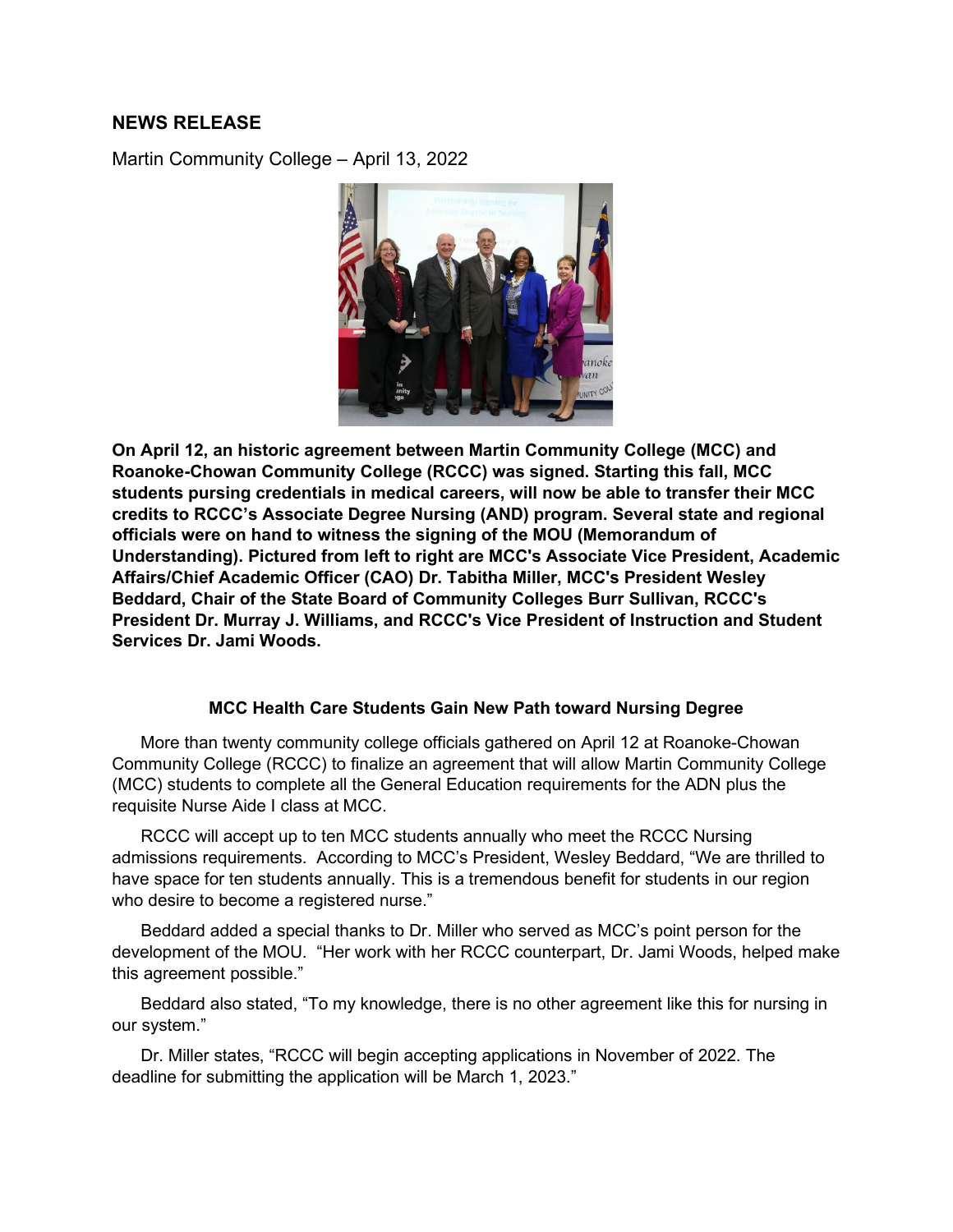## NEWS RELEASE

Martin Community College – April 13, 2022

**On April 12, an historic agreement between Martin Community College (MCC) and Roanoke-Chowan Community College (RCCC) was signed. Starting this fall, MCC students pursing credentials in medical careers, will now be able to transfer their MCC credits to RCCC's Associate Degree Nursing (AND) program. Several state and regional officials were on hand to witness the signing of the MOU (Memorandum of Understanding). Pictured from left to right are MCC's Associate Vice President, Academic Affairs/Chief Academic Officer (CAO) Dr. Tabitha Miller, MCC's President Wesley Beddard, Chair of the State Board of Community Colleges Burr Sullivan, RCCC's President Dr. Murray J. Williams, and RCCC's Vice President of Instruction and Student Services Dr. Jami Woods.**

### MCC Health Care Students Gain New Path toward Nursing Degree

More than twenty community college officials gathered on April 12 at Roanoke-Chowan Community College (RCCC) to finalize an agreement that will allow Martin Community College (MCC) students to complete all the General Education requirements for the ADN plus the requisite Nurse Aide I class at MCC.

RCCC will accept up to ten MCC students annually who meet the RCCC Nursing admissions requirements. According to MCC's President, Wesley Beddard, "We are thrilled to have space for ten students annually. This is a tremendous benefit for students in our region who desire to become a registered nurse."

Beddard added a special thanks to Dr. Miller who served as MCC's point person for the development of the MOU. "Her work with her RCCC counterpart, Dr. Jami Woods, helped make this agreement possible."

Beddard also stated, "To my knowledge, there is no other agreement like this for nursing in our system."

Dr. Miller states, "RCCC will begin accepting applications in November of 2022. The deadline for submitting the application will be March 1, 2023."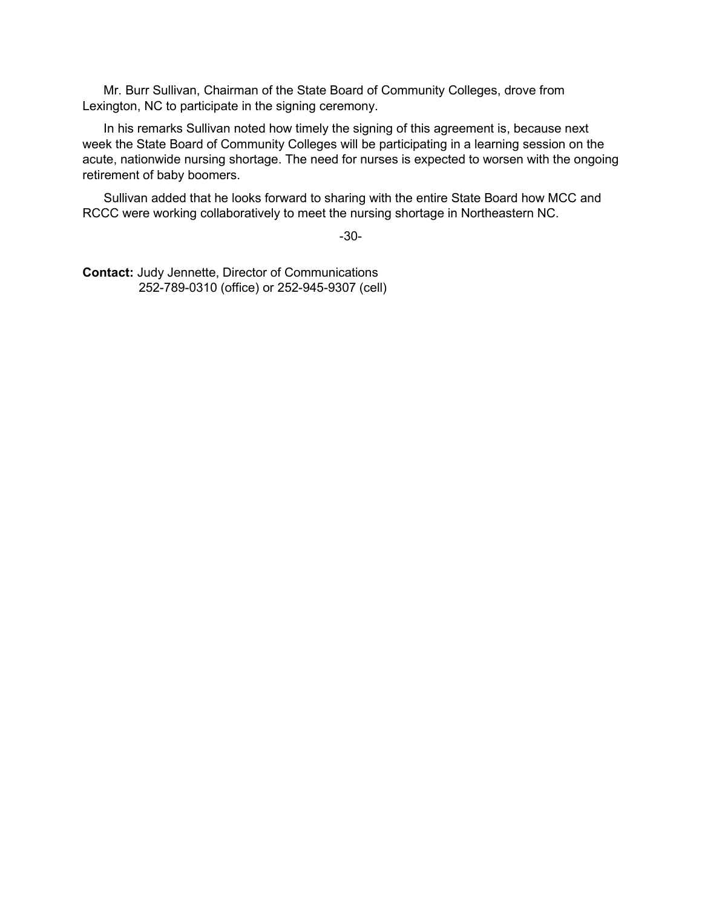Mr. Burr Sullivan, Chairman of the State Board of Community Colleges, drove from Lexington, NC to participate in the signing ceremony.

In his remarks Sullivan noted how timely the signing of this agreement is, because next week the State Board of Community Colleges will be participating in a learning session on the acute, nationwide nursing shortage. The need for nurses is expected to worsen with the ongoing retirement of baby boomers.

Sullivan added that he looks forward to sharing with the entire State Board how MCC and RCCC were working collaboratively to meet the nursing shortage in Northeastern NC.

-30-

**Contact:** Judy Jennette, Director of Communications
252-789-0310 (office) or 252-945-9307 (cell)